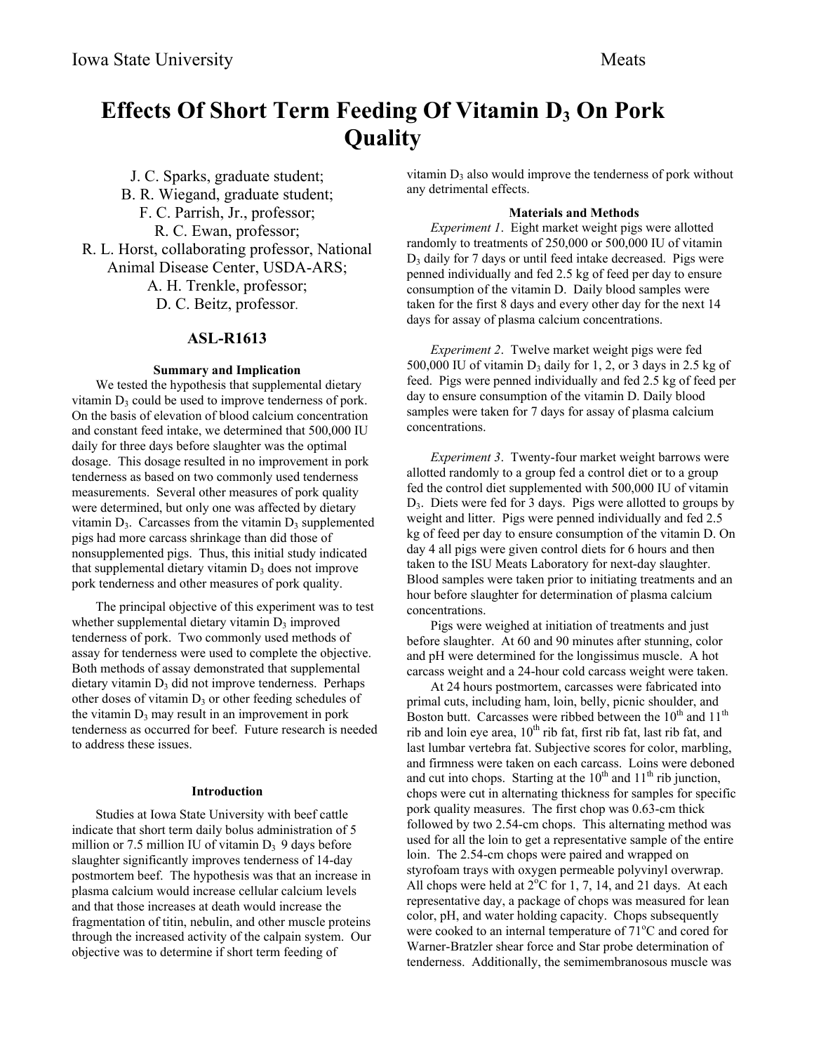# Effects Of Short Term Feeding Of Vitamin $D_3$ On Pork Quality

J. C. Sparks, graduate student;
B. R. Wiegand, graduate student;
F. C. Parrish, Jr., professor;
R. C. Ewan, professor;
R. L. Horst, collaborating professor, National Animal Disease Center, USDA-ARS;
A. H. Trenkle, professor;
D. C. Beitz, professor.

## ASL-R1613

### Summary and Implication

We tested the hypothesis that supplemental dietary vitamin $D_3$ could be used to improve tenderness of pork. On the basis of elevation of blood calcium concentration and constant feed intake, we determined that 500,000 IU daily for three days before slaughter was the optimal dosage. This dosage resulted in no improvement in pork tenderness as based on two commonly used tenderness measurements. Several other measures of pork quality were determined, but only one was affected by dietary vitamin $D_3$. Carcasses from the vitamin $D_3$ supplemented pigs had more carcass shrinkage than did those of nonsupplemented pigs. Thus, this initial study indicated that supplemental dietary vitamin $D_3$ does not improve pork tenderness and other measures of pork quality.

The principal objective of this experiment was to test whether supplemental dietary vitamin $D_3$ improved tenderness of pork. Two commonly used methods of assay for tenderness were used to complete the objective. Both methods of assay demonstrated that supplemental dietary vitamin $D_3$ did not improve tenderness. Perhaps other doses of vitamin $D_3$ or other feeding schedules of the vitamin $D_3$ may result in an improvement in pork tenderness as occurred for beef. Future research is needed to address these issues.

### Introduction

Studies at Iowa State University with beef cattle indicate that short term daily bolus administration of 5 million or 7.5 million IU of vitamin $D_3$ 9 days before slaughter significantly improves tenderness of 14-day postmortem beef. The hypothesis was that an increase in plasma calcium would increase cellular calcium levels and that those increases at death would increase the fragmentation of titin, nebulin, and other muscle proteins through the increased activity of the calpain system. Our objective was to determine if short term feeding of vitamin $D_3$ also would improve the tenderness of pork without any detrimental effects.

### Materials and Methods

*Experiment 1*. Eight market weight pigs were allotted randomly to treatments of 250,000 or 500,000 IU of vitamin $D_3$ daily for 7 days or until feed intake decreased. Pigs were penned individually and fed 2.5 kg of feed per day to ensure consumption of the vitamin D. Daily blood samples were taken for the first 8 days and every other day for the next 14 days for assay of plasma calcium concentrations.

*Experiment 2*. Twelve market weight pigs were fed 500,000 IU of vitamin $D_3$ daily for 1, 2, or 3 days in 2.5 kg of feed. Pigs were penned individually and fed 2.5 kg of feed per day to ensure consumption of the vitamin D. Daily blood samples were taken for 7 days for assay of plasma calcium concentrations.

*Experiment 3*. Twenty-four market weight barrows were allotted randomly to a group fed a control diet or to a group fed the control diet supplemented with 500,000 IU of vitamin $D_3$. Diets were fed for 3 days. Pigs were allotted to groups by weight and litter. Pigs were penned individually and fed 2.5 kg of feed per day to ensure consumption of the vitamin D. On day 4 all pigs were given control diets for 6 hours and then taken to the ISU Meats Laboratory for next-day slaughter. Blood samples were taken prior to initiating treatments and an hour before slaughter for determination of plasma calcium concentrations.

Pigs were weighed at initiation of treatments and just before slaughter. At 60 and 90 minutes after stunning, color and pH were determined for the longissimus muscle. A hot carcass weight and a 24-hour cold carcass weight were taken.

At 24 hours postmortem, carcasses were fabricated into primal cuts, including ham, loin, belly, picnic shoulder, and Boston butt. Carcasses were ribbed between the $10^{th}$ and $11^{th}$ rib and loin eye area, $10^{th}$ rib fat, first rib fat, last rib fat, and last lumbar vertebra fat. Subjective scores for color, marbling, and firmness were taken on each carcass. Loins were deboned and cut into chops. Starting at the $10^{th}$ and $11^{th}$ rib junction, chops were cut in alternating thickness for samples for specific pork quality measures. The first chop was 0.63-cm thick followed by two 2.54-cm chops. This alternating method was used for all the loin to get a representative sample of the entire loin. The 2.54-cm chops were paired and wrapped on styrofoam trays with oxygen permeable polyvinyl overwrap. All chops were held at 2°C for 1, 7, 14, and 21 days. At each representative day, a package of chops was measured for lean color, pH, and water holding capacity. Chops subsequently were cooked to an internal temperature of 71°C and cored for Warner-Bratzler shear force and Star probe determination of tenderness. Additionally, the semimembranosous muscle was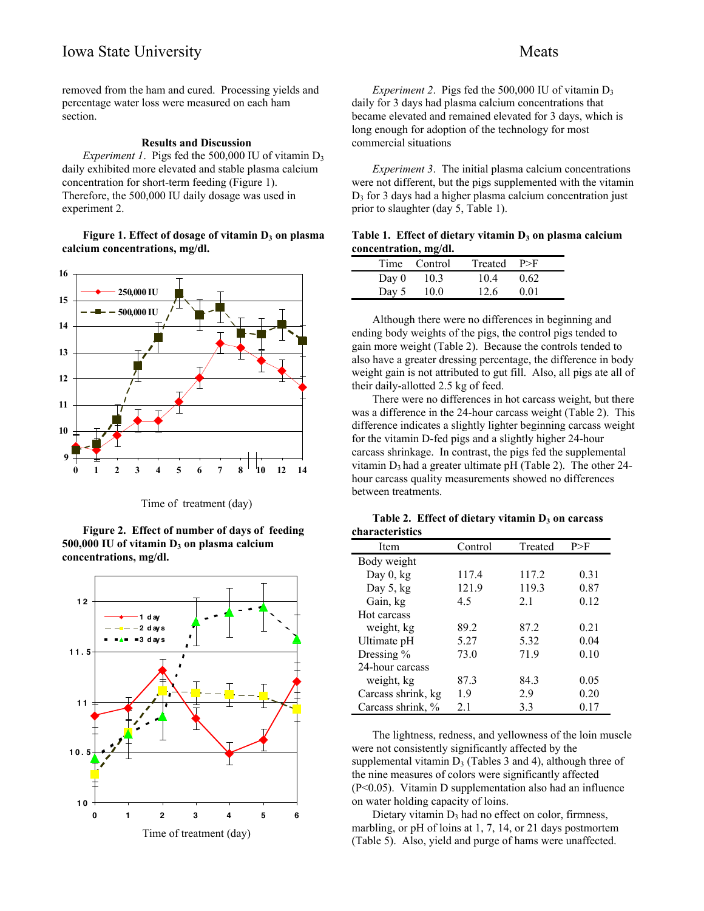removed from the ham and cured. Processing yields and percentage water loss were measured on each ham section.

**Results and Discussion**

*Experiment 1*. Pigs fed the 500,000 IU of vitamin $D_3$ daily exhibited more elevated and stable plasma calcium concentration for short-term feeding (Figure 1). Therefore, the 500,000 IU daily dosage was used in experiment 2.

**Figure 1. Effect of dosage of vitamin $D_3$ on plasma calcium concentrations, mg/dl.**

Time of treatment (day)

**Figure 2. Effect of number of days of feeding 500,000 IU of vitamin $D_3$ on plasma calcium concentrations, mg/dl.**

Time of treatment (day)

*Experiment 2*. Pigs fed the 500,000 IU of vitamin $D_3$ daily for 3 days had plasma calcium concentrations that became elevated and remained elevated for 3 days, which is long enough for adoption of the technology for most commercial situations

*Experiment 3*. The initial plasma calcium concentrations were not different, but the pigs supplemented with the vitamin $D_3$ for 3 days had a higher plasma calcium concentration just prior to slaughter (day 5, Table 1).

**Table 1. Effect of dietary vitamin $D_3$ on plasma calcium concentration, mg/dl.**

| Time | Control | Treated | P>F |
|---|---|---|---|
| Day 0 | 10.3 | 10.4 | 0.62 |
| Day 5 | 10.0 | 12.6 | 0.01 |

Although there were no differences in beginning and ending body weights of the pigs, the control pigs tended to gain more weight (Table 2). Because the controls tended to also have a greater dressing percentage, the difference in body weight gain is not attributed to gut fill. Also, all pigs ate all of their daily-allotted 2.5 kg of feed.

There were no differences in hot carcass weight, but there was a difference in the 24-hour carcass weight (Table 2). This difference indicates a slightly lighter beginning carcass weight for the vitamin D-fed pigs and a slightly higher 24-hour carcass shrinkage. In contrast, the pigs fed the supplemental vitamin $D_3$ had a greater ultimate pH (Table 2). The other 24-hour carcass quality measurements showed no differences between treatments.

**Table 2. Effect of dietary vitamin $D_3$ on carcass characteristics**

| Item | Control | Treated | P>F |
|---|---|---|---|
| Body weight | | | |
| Day 0, kg | 117.4 | 117.2 | 0.31 |
| Day 5, kg | 121.9 | 119.3 | 0.87 |
| Gain, kg | 4.5 | 2.1 | 0.12 |
| Hot carcass weight, kg | 89.2 | 87.2 | 0.21 |
| Ultimate pH | 5.27 | 5.32 | 0.04 |
| Dressing % | 73.0 | 71.9 | 0.10 |
| 24-hour carcass weight, kg | 87.3 | 84.3 | 0.05 |
| Carcass shrink, kg | 1.9 | 2.9 | 0.20 |
| Carcass shrink, % | 2.1 | 3.3 | 0.17 |

The lightness, redness, and yellowness of the loin muscle were not consistently significantly affected by the supplemental vitamin $D_3$ (Tables 3 and 4), although three of the nine measures of colors were significantly affected ($P<0.05$). Vitamin D supplementation also had an influence on water holding capacity of loins.

Dietary vitamin $D_3$ had no effect on color, firmness, marbling, or pH of loins at 1, 7, 14, or 21 days postmortem (Table 5). Also, yield and purge of hams were unaffected.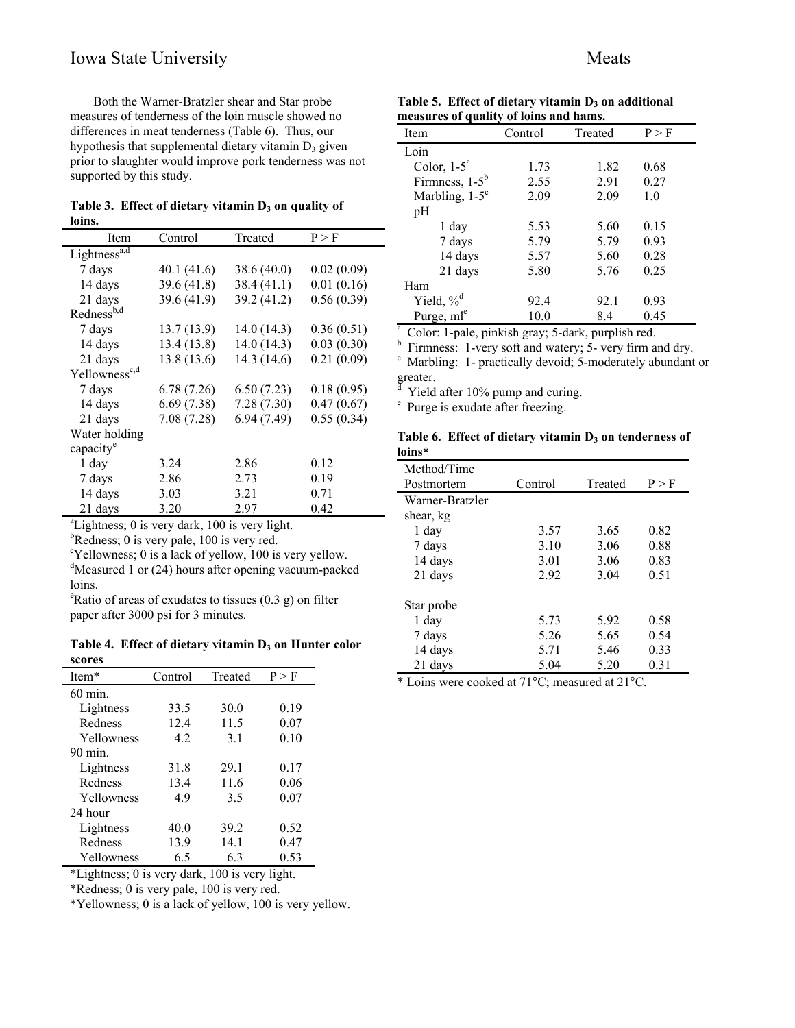Both the Warner-Bratzler shear and Star probe measures of tenderness of the loin muscle showed no differences in meat tenderness (Table 6). Thus, our hypothesis that supplemental dietary vitamin $D_3$ given prior to slaughter would improve pork tenderness was not supported by this study.

**Table 3. Effect of dietary vitamin $D_3$ on quality of loins.**

| Item | Control | Treated | P > F |
|---|---|---|---|
| Lightness[a,d] | | | |
| 7 days | 40.1 (41.6) | 38.6 (40.0) | 0.02 (0.09) |
| 14 days | 39.6 (41.8) | 38.4 (41.1) | 0.01 (0.16) |
| 21 days | 39.6 (41.9) | 39.2 (41.2) | 0.56 (0.39) |
| Redness[b,d] | | | |
| 7 days | 13.7 (13.9) | 14.0 (14.3) | 0.36 (0.51) |
| 14 days | 13.4 (13.8) | 14.0 (14.3) | 0.03 (0.30) |
| 21 days | 13.8 (13.6) | 14.3 (14.6) | 0.21 (0.09) |
| Yellowness[c,d] | | | |
| 7 days | 6.78 (7.26) | 6.50 (7.23) | 0.18 (0.95) |
| 14 days | 6.69 (7.38) | 7.28 (7.30) | 0.47 (0.67) |
| 21 days | 7.08 (7.28) | 6.94 (7.49) | 0.55 (0.34) |
| Water holding capacity[e] | | | |
| 1 day | 3.24 | 2.86 | 0.12 |
| 7 days | 2.86 | 2.73 | 0.19 |
| 14 days | 3.03 | 3.21 | 0.71 |
| 21 days | 3.20 | 2.97 | 0.42 |

[a]Lightness; 0 is very dark, 100 is very light.
[b]Redness; 0 is very pale, 100 is very red.
[c]Yellowness; 0 is a lack of yellow, 100 is very yellow.
[d]Measured 1 or (24) hours after opening vacuum-packed loins.
[e]Ratio of areas of exudates to tissues (0.3 g) on filter paper after 3000 psi for 3 minutes.

**Table 4. Effect of dietary vitamin $D_3$ on Hunter color scores**

| Item* | Control | Treated | P > F |
|---|---|---|---|
| 60 min. | | | |
| Lightness | 33.5 | 30.0 | 0.19 |
| Redness | 12.4 | 11.5 | 0.07 |
| Yellowness | 4.2 | 3.1 | 0.10 |
| 90 min. | | | |
| Lightness | 31.8 | 29.1 | 0.17 |
| Redness | 13.4 | 11.6 | 0.06 |
| Yellowness | 4.9 | 3.5 | 0.07 |
| 24 hour | | | |
| Lightness | 40.0 | 39.2 | 0.52 |
| Redness | 13.9 | 14.1 | 0.47 |
| Yellowness | 6.5 | 6.3 | 0.53 |

*Lightness; 0 is very dark, 100 is very light.
*Redness; 0 is very pale, 100 is very red.
*Yellowness; 0 is a lack of yellow, 100 is very yellow.

**Table 5. Effect of dietary vitamin $D_3$ on additional measures of quality of loins and hams.**

| Item | Control | Treated | P > F |
|---|---|---|---|
| Loin | | | |
| Color, 1-5[a] | 1.73 | 1.82 | 0.68 |
| Firmness, 1-5[b] | 2.55 | 2.91 | 0.27 |
| Marbling, 1-5[c] | 2.09 | 2.09 | 1.0 |
| pH | | | |
| 1 day | 5.53 | 5.60 | 0.15 |
| 7 days | 5.79 | 5.79 | 0.93 |
| 14 days | 5.57 | 5.60 | 0.28 |
| 21 days | 5.80 | 5.76 | 0.25 |
| Ham | | | |
| Yield, %[d] | 92.4 | 92.1 | 0.93 |
| Purge, ml[e] | 10.0 | 8.4 | 0.45 |

[a] Color: 1-pale, pinkish gray; 5-dark, purplish red.
[b] Firmness: 1-very soft and watery; 5- very firm and dry.
[c] Marbling: 1- practically devoid; 5-moderately abundant or greater.
[d] Yield after 10% pump and curing.
[e] Purge is exudate after freezing.

**Table 6. Effect of dietary vitamin $D_3$ on tenderness of loins***

| Method/Time Postmortem | Control | Treated | P > F |
|---|---|---|---|
| Warner-Bratzler shear, kg | | | |
| 1 day | 3.57 | 3.65 | 0.82 |
| 7 days | 3.10 | 3.06 | 0.88 |
| 14 days | 3.01 | 3.06 | 0.83 |
| 21 days | 2.92 | 3.04 | 0.51 |
| Star probe | | | |
| 1 day | 5.73 | 5.92 | 0.58 |
| 7 days | 5.26 | 5.65 | 0.54 |
| 14 days | 5.71 | 5.46 | 0.33 |
| 21 days | 5.04 | 5.20 | 0.31 |

\* Loins were cooked at 71°C; measured at 21°C.